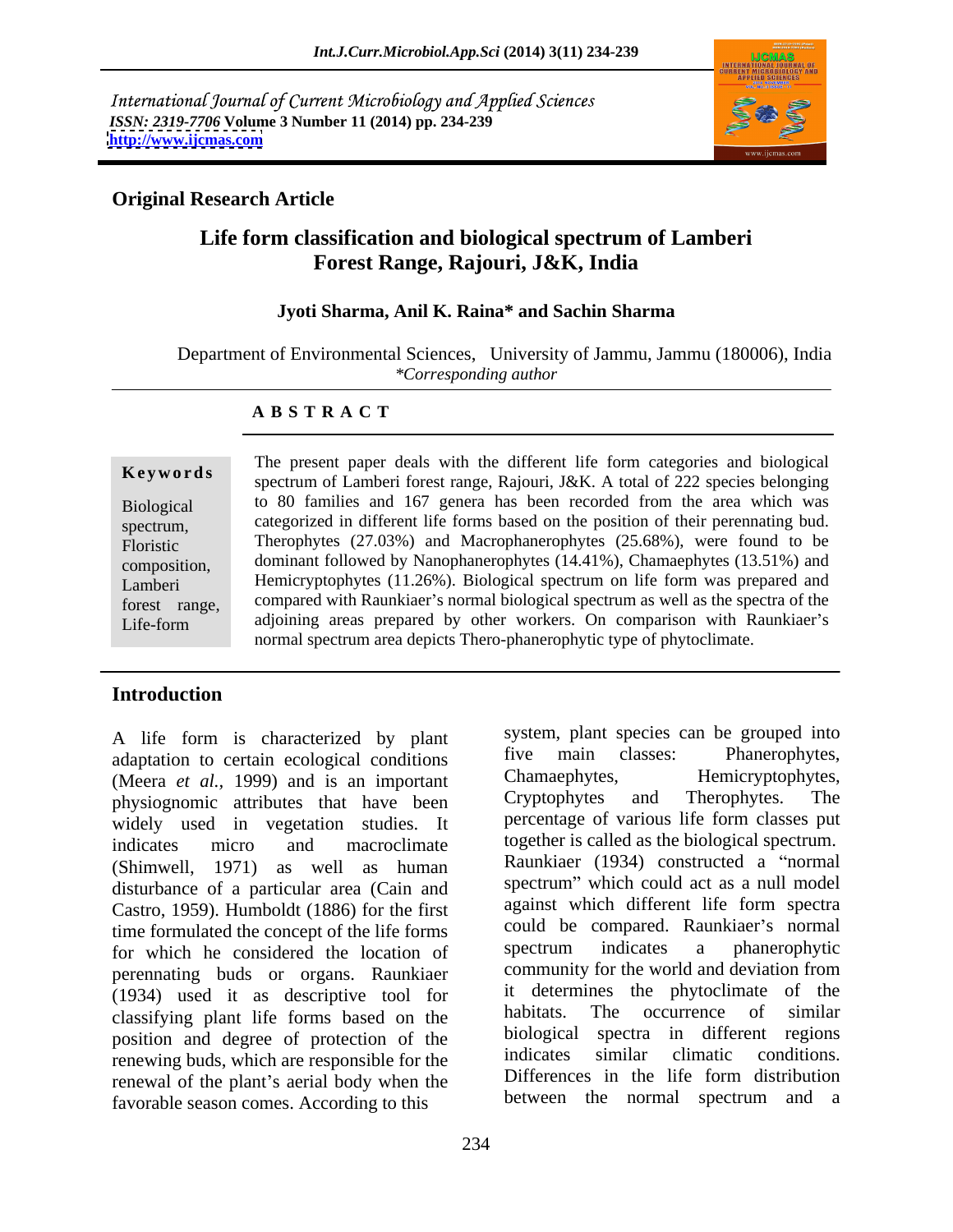International Journal of Current Microbiology and Applied Sciences
*ISSN: 2319-7706* **Volume 3 Number 11 (2014) pp. 234-239**
**http://www.ijcmas.com**

**Original Research Article**

# Life form classification and biological spectrum of Lamberi Forest Range, Rajouri, J&K, India

**Jyoti Sharma, Anil K. Raina* and Sachin Sharma**

Department of Environmental Sciences, University of Jammu, Jammu (180006), India
*\*Corresponding author*

## A B S T R A C T

**Keywords**

Biological spectrum, Floristic composition, Lamberi forest range, Life-form

The present paper deals with the different life form categories and biological spectrum of Lamberi forest range, Rajouri, J&K. A total of 222 species belonging to 80 families and 167 genera has been recorded from the area which was categorized in different life forms based on the position of their perennating bud. Therophytes (27.03%) and Macrophanerophytes (25.68%), were found to be dominant followed by Nanophanerophytes (14.41%), Chamaephytes (13.51%) and Hemicryptophytes (11.26%). Biological spectrum on life form was prepared and compared with Raunkiaer's normal biological spectrum as well as the spectra of the adjoining areas prepared by other workers. On comparison with Raunkiaer's normal spectrum area depicts Thero-phanerophytic type of phytoclimate.

## Introduction

A life form is characterized by plant adaptation to certain ecological conditions (Meera *et al.*, 1999) and is an important physiognomic attributes that have been widely used in vegetation studies. It indicates micro and macroclimate (Shimwell, 1971) as well as human disturbance of a particular area (Cain and Castro, 1959). Humboldt (1886) for the first time formulated the concept of the life forms for which he considered the location of perennating buds or organs. Raunkiaer (1934) used it as descriptive tool for classifying plant life forms based on the position and degree of protection of the renewing buds, which are responsible for the renewal of the plant's aerial body when the favorable season comes. According to this system, plant species can be grouped into five main classes: Phanerophytes, Chamaephytes, Hemicryptophytes, Cryptophytes and Therophytes. The percentage of various life form classes put together is called as the biological spectrum. Raunkiaer (1934) constructed a "normal spectrum" which could act as a null model against which different life form spectra could be compared. Raunkiaer's normal spectrum indicates a phanerophytic community for the world and deviation from it determines the phytoclimate of the habitats. The occurrence of similar biological spectra in different regions indicates similar climatic conditions. Differences in the life form distribution between the normal spectrum and a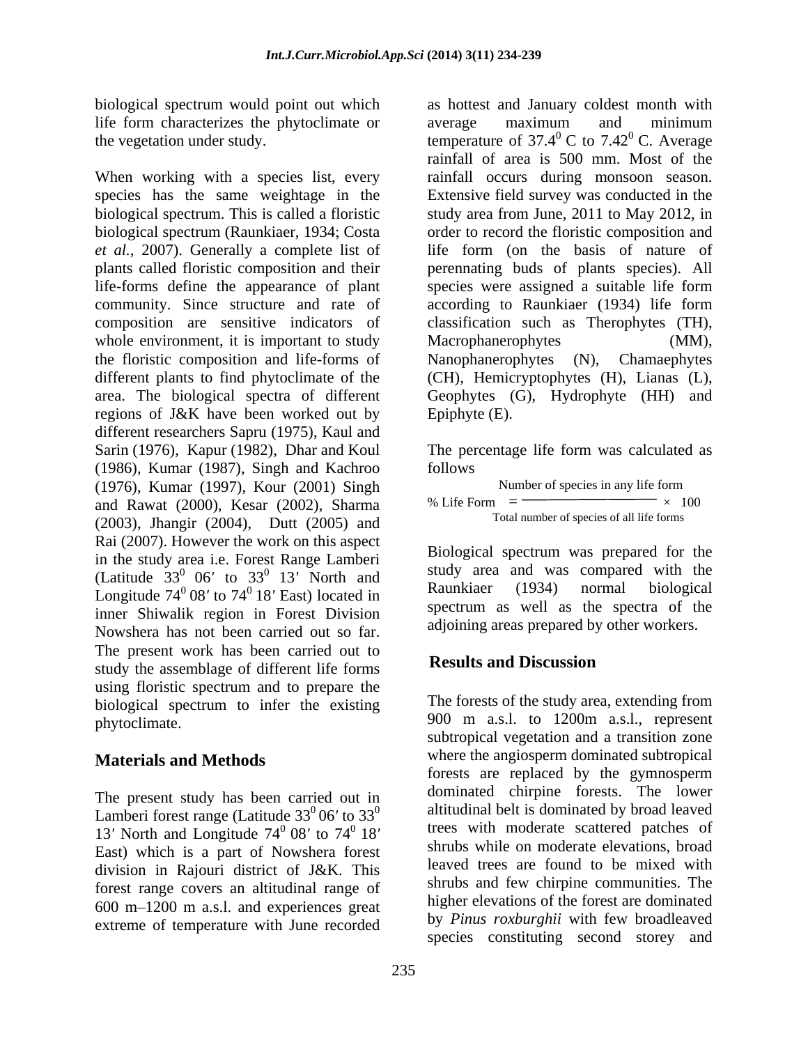biological spectrum would point out which life form characterizes the phytoclimate or the vegetation under study.

When working with a species list, every species has the same weightage in the biological spectrum. This is called a floristic biological spectrum (Raunkiaer, 1934; Costa *et al.*, 2007). Generally a complete list of plants called floristic composition and their life-forms define the appearance of plant community. Since structure and rate of composition are sensitive indicators of whole environment, it is important to study the floristic composition and life-forms of different plants to find phytoclimate of the area. The biological spectra of different regions of J&K have been worked out by different researchers Sapru (1975), Kaul and Sarin (1976), Kapur (1982), Dhar and Koul (1986), Kumar (1987), Singh and Kachroo (1976), Kumar (1997), Kour (2001) Singh and Rawat (2000), Kesar (2002), Sharma (2003), Jhangir (2004), Dutt (2005) and Rai (2007). However the work on this aspect in the study area i.e. Forest Range Lamberi (Latitude $33^0$ 06′ to $33^0$ 13′ North and Longitude $74^0$ 08′ to $74^0$ 18′ East) located in inner Shiwalik region in Forest Division Nowshera has not been carried out so far. The present work has been carried out to study the assemblage of different life forms using floristic spectrum and to prepare the biological spectrum to infer the existing phytoclimate.

## Materials and Methods

The present study has been carried out in Lamberi forest range (Latitude $33^0$ 06′ to $33^0$ 13′ North and Longitude $74^0$ 08′ to $74^0$ 18′ East) which is a part of Nowshera forest division in Rajouri district of J&K. This forest range covers an altitudinal range of 600 m–1200 m a.s.l. and experiences great extreme of temperature with June recorded as hottest and January coldest month with average maximum and minimum temperature of $37.4^0$ C to $7.42^0$ C. Average rainfall of area is 500 mm. Most of the rainfall occurs during monsoon season. Extensive field survey was conducted in the study area from June, 2011 to May 2012, in order to record the floristic composition and life form (on the basis of nature of perennating buds of plants species). All species were assigned a suitable life form according to Raunkiaer (1934) life form classification such as Therophytes (TH), Macrophanerophytes (MM), Nanophanerophytes (N), Chamaephytes (CH), Hemicryptophytes (H), Lianas (L), Geophytes (G), Hydrophyte (HH) and Epiphyte (E).

The percentage life form was calculated as follows

$$\% \text{ Life Form} = \frac{\text{Number of species in any life form}}{\text{Total number of species of all life forms}} \times 100$$

Biological spectrum was prepared for the study area and was compared with the Raunkiaer (1934) normal biological spectrum as well as the spectra of the adjoining areas prepared by other workers.

## Results and Discussion

The forests of the study area, extending from 900 m a.s.l. to 1200m a.s.l., represent subtropical vegetation and a transition zone where the angiosperm dominated subtropical forests are replaced by the gymnosperm dominated chirpine forests. The lower altitudinal belt is dominated by broad leaved trees with moderate scattered patches of shrubs while on moderate elevations, broad leaved trees are found to be mixed with shrubs and few chirpine communities. The higher elevations of the forest are dominated by *Pinus roxburghii* with few broadleaved species constituting second storey and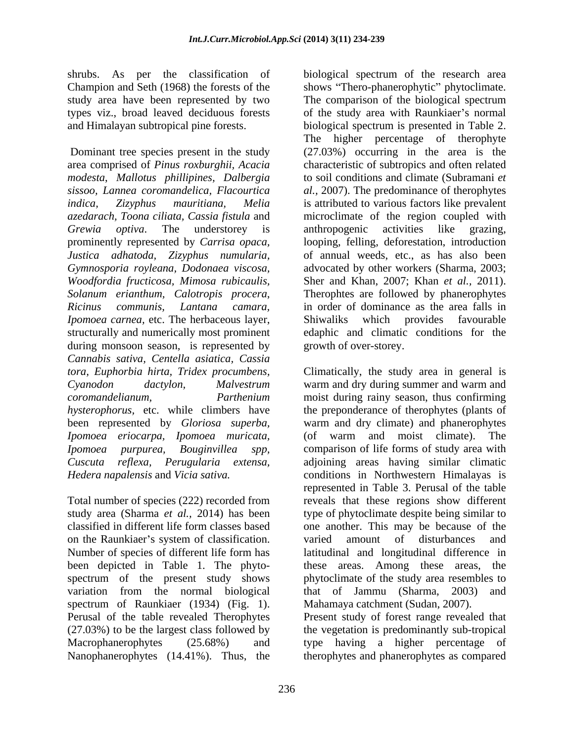shrubs. As per the classification of Champion and Seth (1968) the forests of the study area have been represented by two types viz., broad leaved deciduous forests and Himalayan subtropical pine forests.

Dominant tree species present in the study area comprised of *Pinus roxburghii, Acacia modesta*, *Mallotus phillipines*, *Dalbergia sissoo, Lannea coromandelica*, *Flacourtica indica*, *Zizyphus mauritiana*, *Melia azedarach*, *Toona ciliata*, *Cassia fistula* and *Grewia optiva*. The understorey is prominently represented by *Carrisa opaca*, *Justica adhatoda*, *Zizyphus numularia*, *Gymnosporia royleana*, *Dodonaea viscosa*, *Woodfordia fructicosa*, *Mimosa rubicaulis*, *Solanum erianthum*, *Calotropis procera*, *Ricinus communis*, *Lantana camara*, *Ipomoea carnea*, etc. The herbaceous layer, structurally and numerically most prominent during monsoon season, is represented by *Cannabis sativa*, *Centella asiatica*, *Cassia tora*, *Euphorbia hirta*, *Tridex procumbens*, *Cyanodon dactylon*, *Malvestrum coromandelianum*, *Parthenium hysterophorus*, etc. while climbers have been represented by *Gloriosa superba*, *Ipomoea eriocarpa*, *Ipomoea muricata*, *Ipomoea purpurea*, *Bouginvillea spp*, *Cuscuta reflexa*, *Perugularia extensa*, *Hedera napalensis* and *Vicia sativa.*

Total number of species (222) recorded from study area (Sharma *et al.*, 2014) has been classified in different life form classes based on the Raunkiaer's system of classification. Number of species of different life form has been depicted in Table 1. The phyto-spectrum of the present study shows variation from the normal biological spectrum of Raunkiaer (1934) (Fig. 1). Perusal of the table revealed Therophytes (27.03%) to be the largest class followed by Macrophanerophytes (25.68%) and Nanophanerophytes (14.41%). Thus, the biological spectrum of the research area shows "Thero-phanerophytic" phytoclimate. The comparison of the biological spectrum of the study area with Raunkiaer's normal biological spectrum is presented in Table 2. The higher percentage of therophyte (27.03%) occurring in the area is the characteristic of subtropics and often related to soil conditions and climate (Subramani *et al.*, 2007). The predominance of therophytes is attributed to various factors like prevalent microclimate of the region coupled with anthropogenic activities like grazing, looping, felling, deforestation, introduction of annual weeds, etc., as has also been advocated by other workers (Sharma, 2003; Sher and Khan, 2007; Khan *et al.*, 2011). Therophtes are followed by phanerophytes in order of dominance as the area falls in Shiwaliks which provides favourable edaphic and climatic conditions for the growth of over-storey.

Climatically, the study area in general is warm and dry during summer and warm and moist during rainy season, thus confirming the preponderance of therophytes (plants of warm and dry climate) and phanerophytes (of warm and moist climate). The comparison of life forms of study area with adjoining areas having similar climatic conditions in Northwestern Himalayas is represented in Table 3. Perusal of the table reveals that these regions show different type of phytoclimate despite being similar to one another. This may be because of the varied amount of disturbances and latitudinal and longitudinal difference in these areas. Among these areas, the phytoclimate of the study area resembles to that of Jammu (Sharma, 2003) and Mahamaya catchment (Sudan, 2007).

Present study of forest range revealed that the vegetation is predominantly sub-tropical type having a higher percentage of therophytes and phanerophytes as compared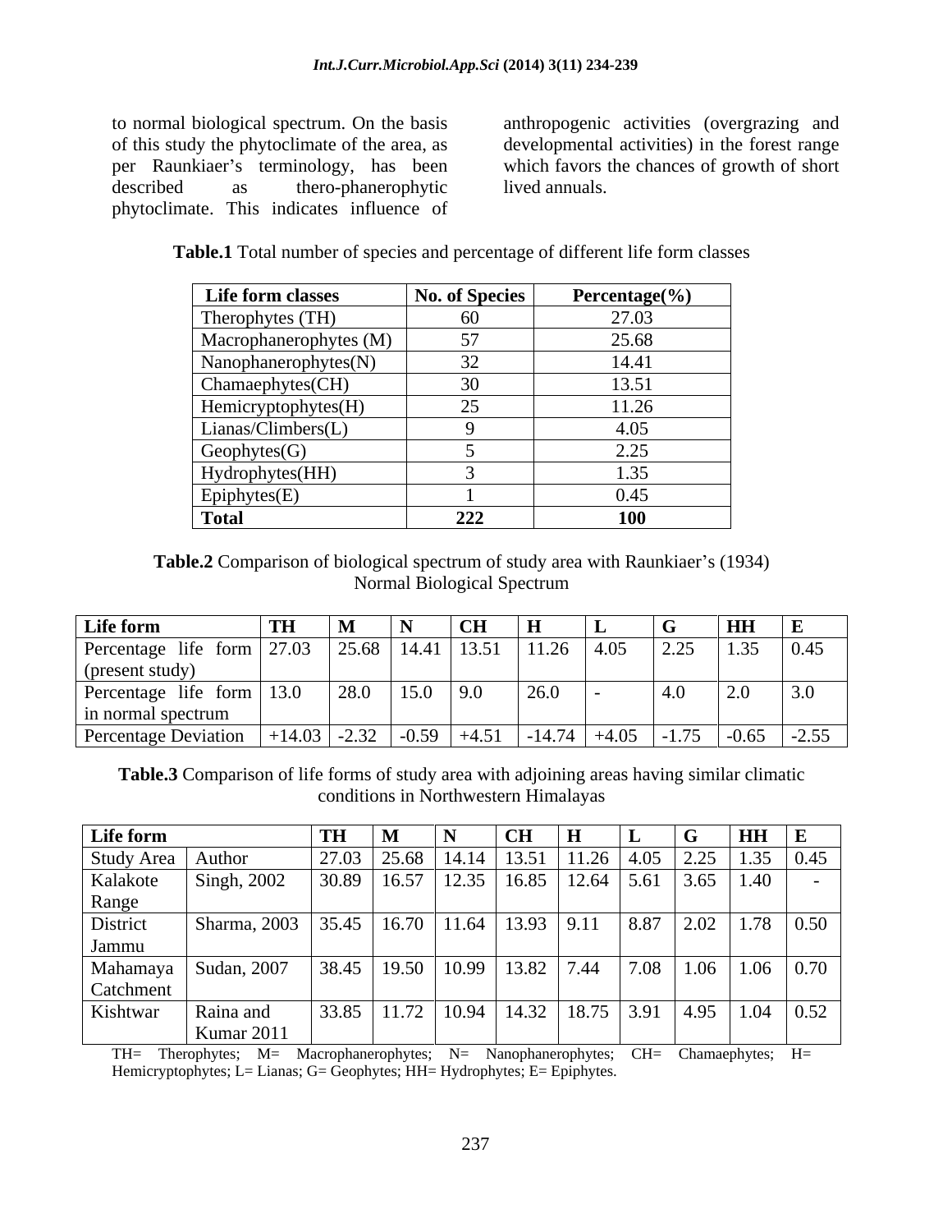to normal biological spectrum. On the basis of this study the phytoclimate of the area, as per Raunkiaer's terminology, has been described as thero-phanerophytic phytoclimate. This indicates influence of anthropogenic activities (overgrazing and developmental activities) in the forest range which favors the chances of growth of short lived annuals.

**Table.1** Total number of species and percentage of different life form classes

| Life form classes | No. of Species | Percentage(%) |
|---|---|---|
| Therophytes (TH) | 60 | 27.03 |
| Macrophanerophytes (M) | 57 | 25.68 |
| Nanophanerophytes(N) | 32 | 14.41 |
| Chamaephytes(CH) | 30 | 13.51 |
| Hemicryptophytes(H) | 25 | 11.26 |
| Lianas/Climbers(L) | 9 | 4.05 |
| Geophytes(G) | 5 | 2.25 |
| Hydrophytes(HH) | 3 | 1.35 |
| Epiphytes(E) | 1 | 0.45 |
| **Total** | **222** | **100** |

**Table.2** Comparison of biological spectrum of study area with Raunkiaer's (1934) Normal Biological Spectrum

| Life form | TH | M | N | CH | H | L | G | HH | E |
|---|---|---|---|---|---|---|---|---|---|
| Percentage life form (present study) | 27.03 | 25.68 | 14.41 | 13.51 | 11.26 | 4.05 | 2.25 | 1.35 | 0.45 |
| Percentage life form in normal spectrum | 13.0 | 28.0 | 15.0 | 9.0 | 26.0 | - | 4.0 | 2.0 | 3.0 |
| Percentage Deviation | +14.03 | -2.32 | -0.59 | +4.51 | -14.74 | +4.05 | -1.75 | -0.65 | -2.55 |

**Table.3** Comparison of life forms of study area with adjoining areas having similar climatic conditions in Northwestern Himalayas

| Life form | | TH | M | N | CH | H | L | G | HH | E |
|---|---|---|---|---|---|---|---|---|---|---|
| Study Area | Author | 27.03 | 25.68 | 14.14 | 13.51 | 11.26 | 4.05 | 2.25 | 1.35 | 0.45 |
| Kalakote Range | Singh, 2002 | 30.89 | 16.57 | 12.35 | 16.85 | 12.64 | 5.61 | 3.65 | 1.40 | - |
| District Jammu | Sharma, 2003 | 35.45 | 16.70 | 11.64 | 13.93 | 9.11 | 8.87 | 2.02 | 1.78 | 0.50 |
| Mahamaya Catchment | Sudan, 2007 | 38.45 | 19.50 | 10.99 | 13.82 | 7.44 | 7.08 | 1.06 | 1.06 | 0.70 |
| Kishtwar | Raina and Kumar 2011 | 33.85 | 11.72 | 10.94 | 14.32 | 18.75 | 3.91 | 4.95 | 1.04 | 0.52 |

TH= Therophytes; M= Macrophanerophytes; N= Nanophanerophytes; CH= Chamaephytes; H= Hemicryptophytes; L= Lianas; G= Geophytes; HH= Hydrophytes; E= Epiphytes.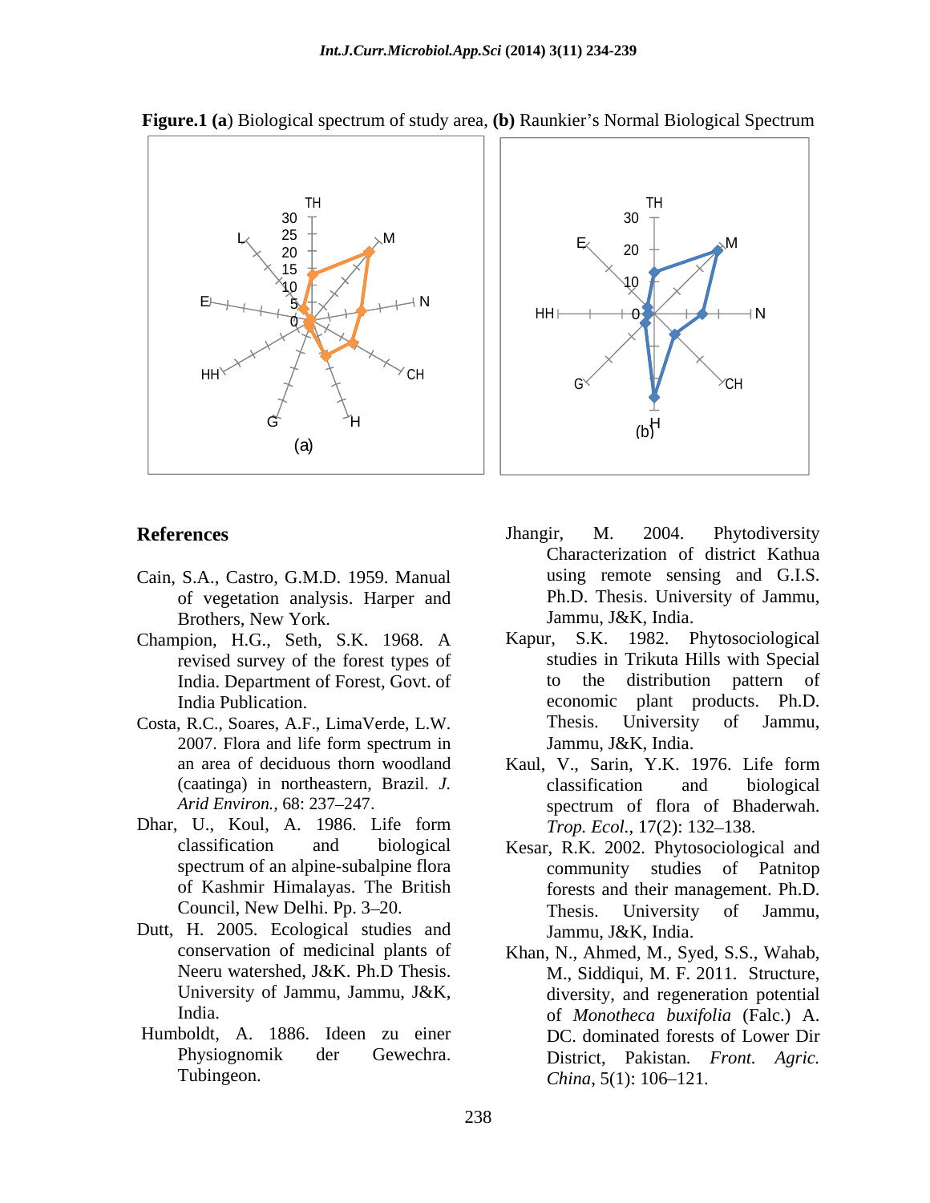**Figure.1 (a**) Biological spectrum of study area, **(b)** Raunkier's Normal Biological Spectrum

## References

Cain, S.A., Castro, G.M.D. 1959. Manual of vegetation analysis. Harper and Brothers, New York.

Champion, H.G., Seth, S.K. 1968. A revised survey of the forest types of India. Department of Forest, Govt. of India Publication.

Costa, R.C., Soares, A.F., LimaVerde, L.W. 2007. Flora and life form spectrum in an area of deciduous thorn woodland (caatinga) in northeastern, Brazil. *J. Arid Environ.*, 68: 237–247.

Dhar, U., Koul, A. 1986. Life form classification and biological spectrum of an alpine-subalpine flora of Kashmir Himalayas. The British Council, New Delhi. Pp. 3–20.

Dutt, H. 2005. Ecological studies and conservation of medicinal plants of Neeru watershed, J&K. Ph.D Thesis. University of Jammu, Jammu, J&K, India.

Humboldt, A. 1886. Ideen zu einer Physiognomik der Gewechra. Tubingeon.

Jhangir, M. 2004. Phytodiversity Characterization of district Kathua using remote sensing and G.I.S. Ph.D. Thesis. University of Jammu, Jammu, J&K, India.

Kapur, S.K. 1982. Phytosociological studies in Trikuta Hills with Special to the distribution pattern of economic plant products. Ph.D. Thesis. University of Jammu, Jammu, J&K, India.

Kaul, V., Sarin, Y.K. 1976. Life form classification and biological spectrum of flora of Bhaderwah. *Trop. Ecol.*, 17(2): 132–138.

Kesar, R.K. 2002. Phytosociological and community studies of Patnitop forests and their management. Ph.D. Thesis. University of Jammu, Jammu, J&K, India.

Khan, N., Ahmed, M., Syed, S.S., Wahab, M., Siddiqui, M. F. 2011. Structure, diversity, and regeneration potential of *Monotheca buxifolia* (Falc.) A. DC. dominated forests of Lower Dir District, Pakistan. *Front. Agric. China*, 5(1): 106–121.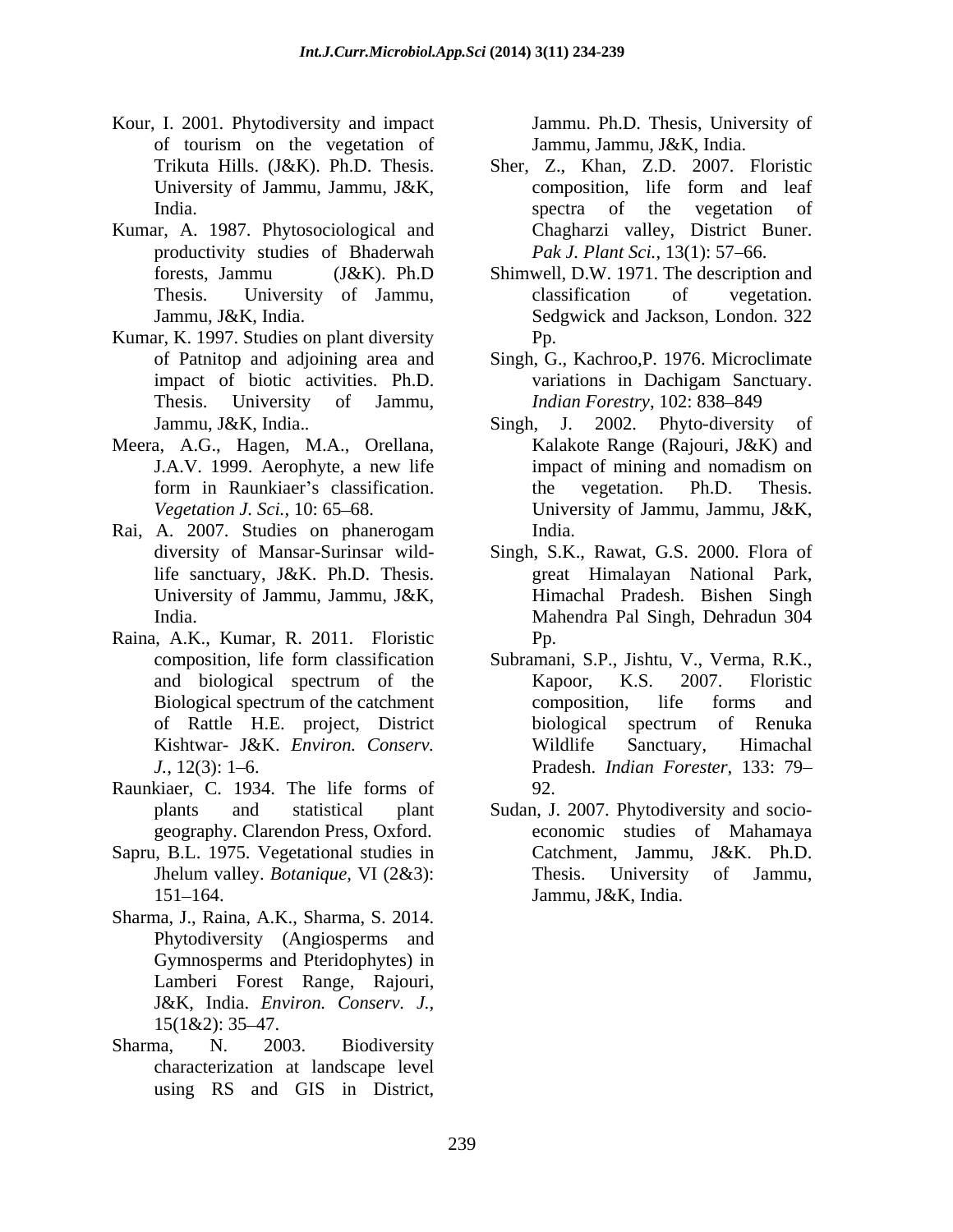Kour, I. 2001. Phytodiversity and impact of tourism on the vegetation of Trikuta Hills. (J&K). Ph.D. Thesis. University of Jammu, Jammu, J&K, India.

Kumar, A. 1987. Phytosociological and productivity studies of Bhaderwah forests, Jammu (J&K). Ph.D Thesis. University of Jammu, Jammu, J&K, India.

Kumar, K. 1997. Studies on plant diversity of Patnitop and adjoining area and impact of biotic activities. Ph.D. Thesis. University of Jammu, Jammu, J&K, India..

Meera, A.G., Hagen, M.A., Orellana, J.A.V. 1999. Aerophyte, a new life form in Raunkiaer's classification. *Vegetation J. Sci.,* 10: 65–68.

Rai, A. 2007. Studies on phanerogam diversity of Mansar-Surinsar wild-life sanctuary, J&K. Ph.D. Thesis. University of Jammu, Jammu, J&K, India.

Raina, A.K., Kumar, R. 2011. Floristic composition, life form classification and biological spectrum of the Biological spectrum of the catchment of Rattle H.E. project, District Kishtwar- J&K. *Environ. Conserv. J.,* 12(3): 1–6.

Raunkiaer, C. 1934. The life forms of plants and statistical plant geography. Clarendon Press, Oxford.

Sapru, B.L. 1975. Vegetational studies in Jhelum valley. *Botanique,* VI (2&3): 151–164.

Sharma, J., Raina, A.K., Sharma, S. 2014. Phytodiversity (Angiosperms and Gymnosperms and Pteridophytes) in Lamberi Forest Range, Rajouri, J&K, India. *Environ. Conserv. J.,* 15(1&2): 35–47.

Sharma, N. 2003. Biodiversity characterization at landscape level using RS and GIS in District, Jammu. Ph.D. Thesis, University of Jammu, Jammu, J&K, India.

Sher, Z., Khan, Z.D. 2007. Floristic composition, life form and leaf spectra of the vegetation of Chagharzi valley, District Buner. *Pak J. Plant Sci.,* 13(1): 57–66.

Shimwell, D.W. 1971. The description and classification of vegetation. Sedgwick and Jackson, London. 322 Pp.

Singh, G., Kachroo,P. 1976. Microclimate variations in Dachigam Sanctuary. *Indian Forestry*, 102: 838–849

Singh, J. 2002. Phyto-diversity of Kalakote Range (Rajouri, J&K) and impact of mining and nomadism on the vegetation. Ph.D. Thesis. University of Jammu, Jammu, J&K, India.

Singh, S.K., Rawat, G.S. 2000. Flora of great Himalayan National Park, Himachal Pradesh. Bishen Singh Mahendra Pal Singh, Dehradun 304 Pp.

Subramani, S.P., Jishtu, V., Verma, R.K., Kapoor, K.S. 2007. Floristic composition, life forms and biological spectrum of Renuka Wildlife Sanctuary, Himachal Pradesh. *Indian Forester,* 133: 79–92.

Sudan, J. 2007. Phytodiversity and socio-economic studies of Mahamaya Catchment, Jammu, J&K. Ph.D. Thesis. University of Jammu, Jammu, J&K, India.